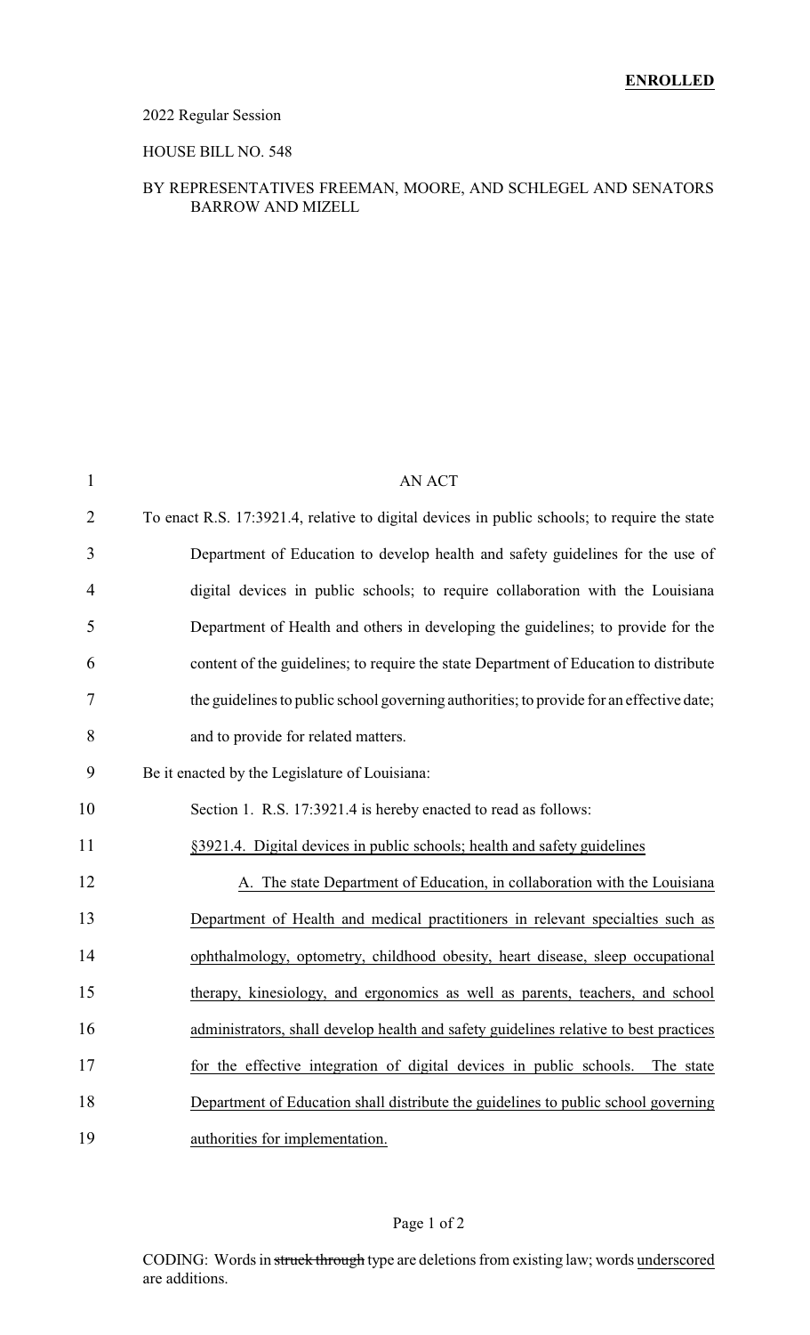**ENROLLED**

2022 Regular Session

HOUSE BILL NO. 548

BY REPRESENTATIVES FREEMAN, MOORE, AND SCHLEGEL AND SENATORS BARROW AND MIZELL

AN ACT

To enact R.S. 17:3921.4, relative to digital devices in public schools; to require the state Department of Education to develop health and safety guidelines for the use of digital devices in public schools; to require collaboration with the Louisiana Department of Health and others in developing the guidelines; to provide for the content of the guidelines; to require the state Department of Education to distribute the guidelines to public school governing authorities; to provide for an effective date; and to provide for related matters.

Be it enacted by the Legislature of Louisiana:

Section 1. R.S. 17:3921.4 is hereby enacted to read as follows:

§3921.4. Digital devices in public schools; health and safety guidelines

A. The state Department of Education, in collaboration with the Louisiana Department of Health and medical practitioners in relevant specialties such as ophthalmology, optometry, childhood obesity, heart disease, sleep occupational therapy, kinesiology, and ergonomics as well as parents, teachers, and school administrators, shall develop health and safety guidelines relative to best practices for the effective integration of digital devices in public schools. The state Department of Education shall distribute the guidelines to public school governing authorities for implementation.

CODING: Words in ~~struck through~~ type are deletions from existing law; words underscored are additions.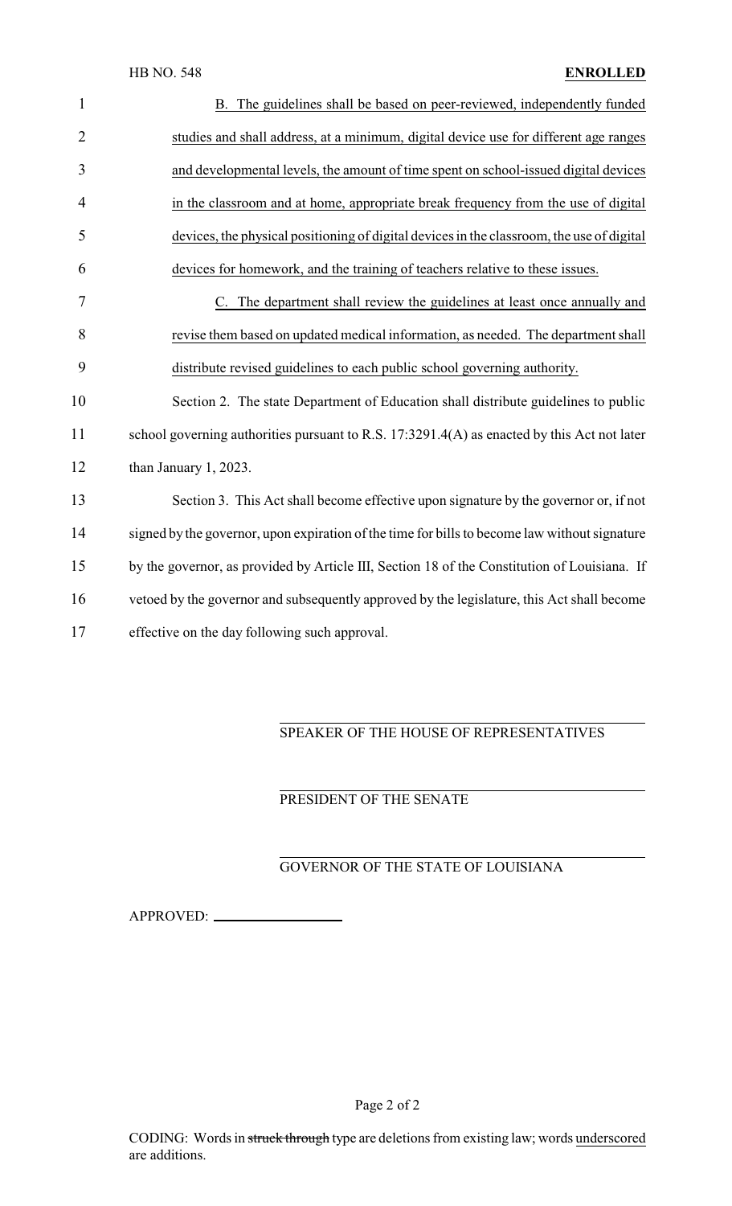B. The guidelines shall be based on peer-reviewed, independently funded studies and shall address, at a minimum, digital device use for different age ranges and developmental levels, the amount of time spent on school-issued digital devices in the classroom and at home, appropriate break frequency from the use of digital devices, the physical positioning of digital devices in the classroom, the use of digital devices for homework, and the training of teachers relative to these issues.

C. The department shall review the guidelines at least once annually and revise them based on updated medical information, as needed. The department shall distribute revised guidelines to each public school governing authority.

Section 2. The state Department of Education shall distribute guidelines to public school governing authorities pursuant to R.S. 17:3291.4(A) as enacted by this Act not later than January 1, 2023.

Section 3. This Act shall become effective upon signature by the governor or, if not signed by the governor, upon expiration of the time for bills to become law without signature by the governor, as provided by Article III, Section 18 of the Constitution of Louisiana. If vetoed by the governor and subsequently approved by the legislature, this Act shall become effective on the day following such approval.

SPEAKER OF THE HOUSE OF REPRESENTATIVES

PRESIDENT OF THE SENATE

GOVERNOR OF THE STATE OF LOUISIANA

APPROVED: \_\_\_\_\_\_\_\_\_\_\_\_\_\_\_\_\_\_

CODING: Words in ~~struck through~~ type are deletions from existing law; words underscored are additions.